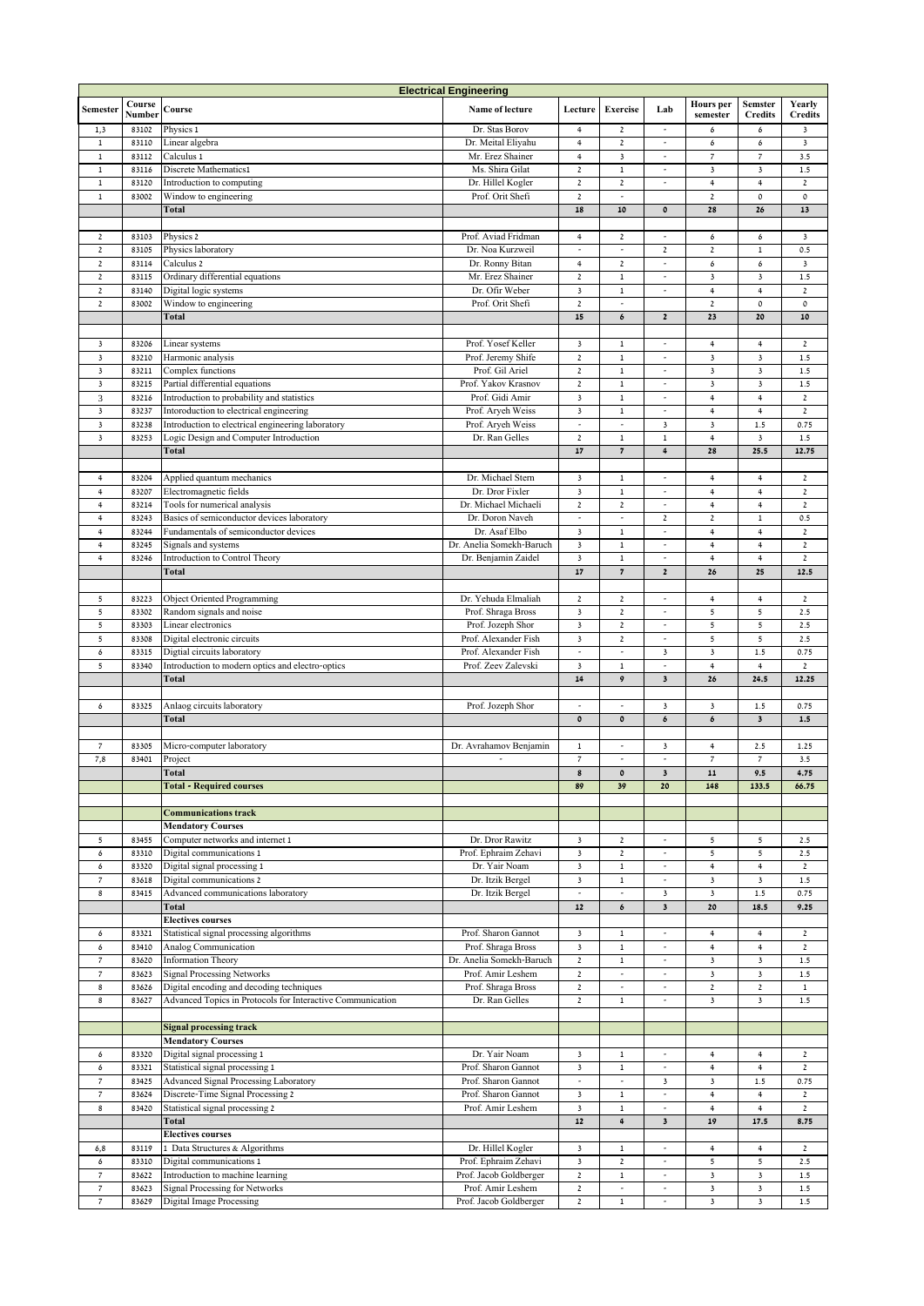| Electrical Engineering | | | | | | | | | |
|---|---|---|---|---|---|---|---|---|---|
| Semester | Course Number | Course | Name of lecture | Lecture | Exercise | Lab | Hours per semester | Semster Credits | Yearly Credits |
| 1,3 | 83102 | Physics 1 | Dr. Stas Borov | 4 | 2 | - | 6 | 6 | 3 |
| 1 | 83110 | Linear algebra | Dr. Meital Eliyahu | 4 | 2 | - | 6 | 6 | 3 |
| 1 | 83112 | Calculus 1 | Mr. Erez Shainer | 4 | 3 | - | 7 | 7 | 3.5 |
| 1 | 83116 | Discrete Mathematics1 | Ms. Shira Gilat | 2 | 1 | - | 3 | 3 | 1.5 |
| 1 | 83120 | Introduction to computing | Dr. Hillel Kogler | 2 | 2 | - | 4 | 4 | 2 |
| 1 | 83002 | Window to engineering | Prof. Orit Shefi | 2 | - | | 2 | 0 | 0 |
| | | **Total** | | 18 | 10 | 0 | 28 | 26 | 13 |
| | | | | | | | | | |
| 2 | 83103 | Physics 2 | Prof. Aviad Fridman | 4 | 2 | - | 6 | 6 | 3 |
| 2 | 83105 | Physics laboratory | Dr. Noa Kurzweil | - | - | 2 | 2 | 1 | 0.5 |
| 2 | 83114 | Calculus 2 | Dr. Ronny Bitan | 4 | 2 | - | 6 | 6 | 3 |
| 2 | 83115 | Ordinary differential equations | Mr. Erez Shainer | 2 | 1 | - | 3 | 3 | 1.5 |
| 2 | 83140 | Digital logic systems | Dr. Ofir Weber | 3 | 1 | - | 4 | 4 | 2 |
| 2 | 83002 | Window to engineering | Prof. Orit Shefi | 2 | - | | 2 | 0 | 0 |
| | | **Total** | | 15 | 6 | 2 | 23 | 20 | 10 |
| | | | | | | | | | |
| 3 | 83206 | Linear systems | Prof. Yosef Keller | 3 | 1 | - | 4 | 4 | 2 |
| 3 | 83210 | Harmonic analysis | Prof. Jeremy Shife | 2 | 1 | - | 3 | 3 | 1.5 |
| 3 | 83211 | Complex functions | Prof. Gil Ariel | 2 | 1 | - | 3 | 3 | 1.5 |
| 3 | 83215 | Partial differential equations | Prof. Yakov Krasnov | 2 | 1 | - | 3 | 3 | 1.5 |
| 3 | 83216 | Introduction to probability and statistics | Prof. Gidi Amir | 3 | 1 | - | 4 | 4 | 2 |
| 3 | 83237 | Intoroduction to electrical engineering | Prof. Aryeh Weiss | 3 | 1 | - | 4 | 4 | 2 |
| 3 | 83238 | Introduction to electrical engineering laboratory | Prof. Aryeh Weiss | - | - | 3 | 3 | 1.5 | 0.75 |
| 3 | 83253 | Logic Design and Computer Introduction | Dr. Ran Gelles | 2 | 1 | 1 | 4 | 3 | 1.5 |
| | | **Total** | | 17 | 7 | 4 | 28 | 25.5 | 12.75 |
| | | | | | | | | | |
| 4 | 83204 | Applied quantum mechanics | Dr. Michael Stern | 3 | 1 | - | 4 | 4 | 2 |
| 4 | 83207 | Electromagnetic fields | Dr. Dror Fixler | 3 | 1 | - | 4 | 4 | 2 |
| 4 | 83214 | Tools for numerical analysis | Dr. Michael Michaeli | 2 | 2 | - | 4 | 4 | 2 |
| 4 | 83243 | Basics of semiconductor devices laboratory | Dr. Doron Naveh | - | - | 2 | 2 | 1 | 0.5 |
| 4 | 83244 | Fundamentals of semiconductor devices | Dr. Asaf Elbo | 3 | 1 | - | 4 | 4 | 2 |
| 4 | 83245 | Signals and systems | Dr. Anelia Somekh-Baruch | 3 | 1 | - | 4 | 4 | 2 |
| 4 | 83246 | Introduction to Control Theory | Dr. Benjamin Zaidel | 3 | 1 | - | 4 | 4 | 2 |
| | | **Total** | | 17 | 7 | 2 | 26 | 25 | 12.5 |
| | | | | | | | | | |
| 5 | 83223 | Object Oriented Programming | Dr. Yehuda Elmaliah | 2 | 2 | - | 4 | 4 | 2 |
| 5 | 83302 | Random signals and noise | Prof. Shraga Bross | 3 | 2 | - | 5 | 5 | 2.5 |
| 5 | 83303 | Linear electronics | Prof. Jozeph Shor | 3 | 2 | - | 5 | 5 | 2.5 |
| 5 | 83308 | Digital electronic circuits | Prof. Alexander Fish | 3 | 2 | - | 5 | 5 | 2.5 |
| 6 | 83315 | Digtial circuits laboratory | Prof. Alexander Fish | - | - | 3 | 3 | 1.5 | 0.75 |
| 5 | 83340 | Introduction to modern optics and electro-optics | Prof. Zeev Zalevski | 3 | 1 | - | 4 | 4 | 2 |
| | | **Total** | | 14 | 9 | 3 | 26 | 24.5 | 12.25 |
| | | | | | | | | | |
| 6 | 83325 | Anlaog circuits laboratory | Prof. Jozeph Shor | - | - | 3 | 3 | 1.5 | 0.75 |
| | | **Total** | | 0 | 0 | 6 | 6 | 3 | 1.5 |
| | | | | | | | | | |
| 7 | 83305 | Micro-computer laboratory | Dr. Avrahamov Benjamin | 1 | - | 3 | 4 | 2.5 | 1.25 |
| 7,8 | 83401 | Project | - | 7 | - | - | 7 | 7 | 3.5 |
| | | **Total** | | 8 | 0 | 3 | 11 | 9.5 | 4.75 |
| | | **Total - Required courses** | | 89 | 39 | 20 | 148 | 133.5 | 66.75 |
| | | | | | | | | | |
| | | **Communications track** | | | | | | | |
| | | **Mendatory Courses** | | | | | | | |
| 5 | 83455 | Computer networks and internet 1 | Dr. Dror Rawitz | 3 | 2 | - | 5 | 5 | 2.5 |
| 6 | 83310 | Digital communications 1 | Prof. Ephraim Zehavi | 3 | 2 | - | 5 | 5 | 2.5 |
| 6 | 83320 | Digital signal processing 1 | Dr. Yair Noam | 3 | 1 | - | 4 | 4 | 2 |
| 7 | 83618 | Digital communications 2 | Dr. Itzik Bergel | 3 | 1 | - | 3 | 3 | 1.5 |
| 8 | 83415 | Advanced communications laboratory | Dr. Itzik Bergel | - | - | 3 | 3 | 1.5 | 0.75 |
| | | **Total** | | 12 | 6 | 3 | 20 | 18.5 | 9.25 |
| | | **Electives courses** | | | | | | | |
| 6 | 83321 | Statistical signal processing algorithms | Prof. Sharon Gannot | 3 | 1 | - | 4 | 4 | 2 |
| 6 | 83410 | Analog Communication | Prof. Shraga Bross | 3 | 1 | - | 4 | 4 | 2 |
| 7 | 83620 | Information Theory | Dr. Anelia Somekh-Baruch | 2 | 1 | - | 3 | 3 | 1.5 |
| 7 | 83623 | Signal Processing Networks | Prof. Amir Leshem | 2 | - | - | 3 | 3 | 1.5 |
| 8 | 83626 | Digital encoding and decoding techniques | Prof. Shraga Bross | 2 | - | - | 2 | 2 | 1 |
| 8 | 83627 | Advanced Topics in Protocols for Interactive Communication | Dr. Ran Gelles | 2 | 1 | - | 3 | 3 | 1.5 |
| | | | | | | | | | |
| | | **Signal processing track** | | | | | | | |
| | | **Mendatory Courses** | | | | | | | |
| 6 | 83320 | Digital signal processing 1 | Dr. Yair Noam | 3 | 1 | - | 4 | 4 | 2 |
| 6 | 83321 | Statistical signal processing 1 | Prof. Sharon Gannot | 3 | 1 | - | 4 | 4 | 2 |
| 7 | 83425 | Advanced Signal Processing Laboratory | Prof. Sharon Gannot | - | - | 3 | 3 | 1.5 | 0.75 |
| 7 | 83624 | Discrete-Time Signal Processing 2 | Prof. Sharon Gannot | 3 | 1 | - | 4 | 4 | 2 |
| 8 | 83420 | Statistical signal processing 2 | Prof. Amir Leshem | 3 | 1 | - | 4 | 4 | 2 |
| | | **Total** | | 12 | 4 | 3 | 19 | 17.5 | 8.75 |
| | | **Electives courses** | | | | | | | |
| 6,8 | 83119 | 1 Data Structures & Algorithms | Dr. Hillel Kogler | 3 | 1 | - | 4 | 4 | 2 |
| 6 | 83310 | Digital communications 1 | Prof. Ephraim Zehavi | 3 | 2 | - | 5 | 5 | 2.5 |
| 7 | 83622 | Introduction to machine learning | Prof. Jacob Goldberger | 2 | 1 | - | 3 | 3 | 1.5 |
| 7 | 83623 | Signal Processing for Networks | Prof. Amir Leshem | 2 | - | - | 3 | 3 | 1.5 |
| 7 | 83629 | Digital Image Processing | Prof. Jacob Goldberger | 2 | 1 | - | 3 | 3 | 1.5 |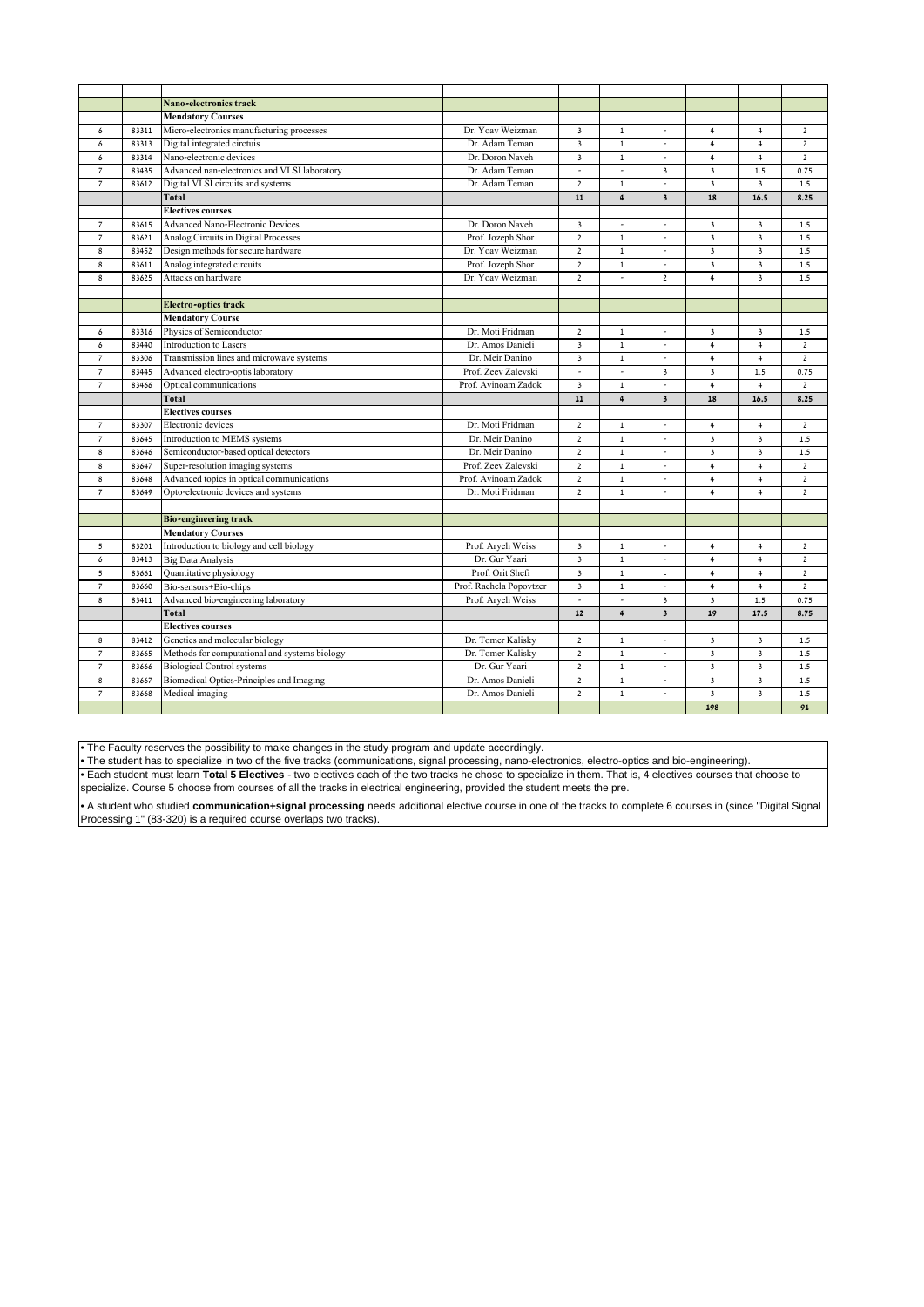| | | | | | | | | | |
|---|---|---|---|---|---|---|---|---|---|
| | | **Nano-electronics track** | | | | | | | |
| | | **Mendatory Courses** | | | | | | | |
| 6 | 83311 | Micro-electronics manufacturing processes | Dr. Yoav Weizman | 3 | 1 | - | 4 | 4 | 2 |
| 6 | 83313 | Digital integrated circtuis | Dr. Adam Teman | 3 | 1 | - | 4 | 4 | 2 |
| 6 | 83314 | Nano-electronic devices | Dr. Doron Naveh | 3 | 1 | - | 4 | 4 | 2 |
| 7 | 83435 | Advanced nan-electronics and VLSI laboratory | Dr. Adam Teman | - | - | 3 | 3 | 1.5 | 0.75 |
| 7 | 83612 | Digital VLSI circuits and systems | Dr. Adam Teman | 2 | 1 | - | 3 | 3 | 1.5 |
| | | **Total** | | **11** | **4** | **3** | **18** | **16.5** | **8.25** |
| | | **Electives courses** | | | | | | | |
| 7 | 83615 | Advanced Nano-Electronic Devices | Dr. Doron Naveh | 3 | - | - | 3 | 3 | 1.5 |
| 7 | 83621 | Analog Circuits in Digital Processes | Prof. Jozeph Shor | 2 | 1 | - | 3 | 3 | 1.5 |
| 8 | 83452 | Design methods for secure hardware | Dr. Yoav Weizman | 2 | 1 | - | 3 | 3 | 1.5 |
| 8 | 83611 | Analog integrated circuits | Prof. Jozeph Shor | 2 | 1 | - | 3 | 3 | 1.5 |
| 8 | 83625 | Attacks on hardware | Dr. Yoav Weizman | 2 | - | 2 | 4 | 3 | 1.5 |
| | | | | | | | | | |
| | | **Electro-optics track** | | | | | | | |
| | | **Mendatory Course** | | | | | | | |
| 6 | 83316 | Physics of Semiconductor | Dr. Moti Fridman | 2 | 1 | - | 3 | 3 | 1.5 |
| 6 | 83440 | Introduction to Lasers | Dr. Amos Danieli | 3 | 1 | - | 4 | 4 | 2 |
| 7 | 83306 | Transmission lines and microwave systems | Dr. Meir Danino | 3 | 1 | - | 4 | 4 | 2 |
| 7 | 83445 | Advanced electro-optis laboratory | Prof. Zeev Zalevski | - | - | 3 | 3 | 1.5 | 0.75 |
| 7 | 83466 | Optical communications | Prof. Avinoam Zadok | 3 | 1 | - | 4 | 4 | 2 |
| | | **Total** | | **11** | **4** | **3** | **18** | **16.5** | **8.25** |
| | | **Electives courses** | | | | | | | |
| 7 | 83307 | Electronic devices | Dr. Moti Fridman | 2 | 1 | - | 4 | 4 | 2 |
| 7 | 83645 | Introduction to MEMS systems | Dr. Meir Danino | 2 | 1 | - | 3 | 3 | 1.5 |
| 8 | 83646 | Semiconductor-based optical detectors | Dr. Meir Danino | 2 | 1 | - | 3 | 3 | 1.5 |
| 8 | 83647 | Super-resolution imaging systems | Prof. Zeev Zalevski | 2 | 1 | - | 4 | 4 | 2 |
| 8 | 83648 | Advanced topics in optical communications | Prof. Avinoam Zadok | 2 | 1 | - | 4 | 4 | 2 |
| 7 | 83649 | Opto-electronic devices and systems | Dr. Moti Fridman | 2 | 1 | - | 4 | 4 | 2 |
| | | | | | | | | | |
| | | **Bio-engineering track** | | | | | | | |
| | | **Mendatory Courses** | | | | | | | |
| 5 | 83201 | Introduction to biology and cell biology | Prof. Aryeh Weiss | 3 | 1 | - | 4 | 4 | 2 |
| 6 | 83413 | Big Data Analysis | Dr. Gur Yaari | 3 | 1 | - | 4 | 4 | 2 |
| 5 | 83661 | Quantitative physiology | Prof. Orit Shefi | 3 | 1 | - | 4 | 4 | 2 |
| 7 | 83660 | Bio-sensors+Bio-chips | Prof. Rachela Popovtzer | 3 | 1 | - | 4 | 4 | 2 |
| 8 | 83411 | Advanced bio-engineering laboratory | Prof. Aryeh Weiss | - | - | 3 | 3 | 1.5 | 0.75 |
| | | **Total** | | **12** | **4** | **3** | **19** | **17.5** | **8.75** |
| | | **Electives courses** | | | | | | | |
| 8 | 83412 | Genetics and molecular biology | Dr. Tomer Kalisky | 2 | 1 | - | 3 | 3 | 1.5 |
| 7 | 83665 | Methods for computational and systems biology | Dr. Tomer Kalisky | 2 | 1 | - | 3 | 3 | 1.5 |
| 7 | 83666 | Biological Control systems | Dr. Gur Yaari | 2 | 1 | - | 3 | 3 | 1.5 |
| 8 | 83667 | Biomedical Optics-Principles and Imaging | Dr. Amos Danieli | 2 | 1 | - | 3 | 3 | 1.5 |
| 7 | 83668 | Medical imaging | Dr. Amos Danieli | 2 | 1 | - | 3 | 3 | 1.5 |
| | | | | | | | **198** | | **91** |

- The Faculty reserves the possibility to make changes in the study program and update accordingly.
- The student has to specialize in two of the five tracks (communications, signal processing, nano-electronics, electro-optics and bio-engineering).
- Each student must learn **Total 5 Electives** - two electives each of the two tracks he chose to specialize in them. That is, 4 electives courses that choose to specialize. Course 5 choose from courses of all the tracks in electrical engineering, provided the student meets the pre.
- A student who studied **communication+signal processing** needs additional elective course in one of the tracks to complete 6 courses in (since "Digital Signal Processing 1" (83-320) is a required course overlaps two tracks).